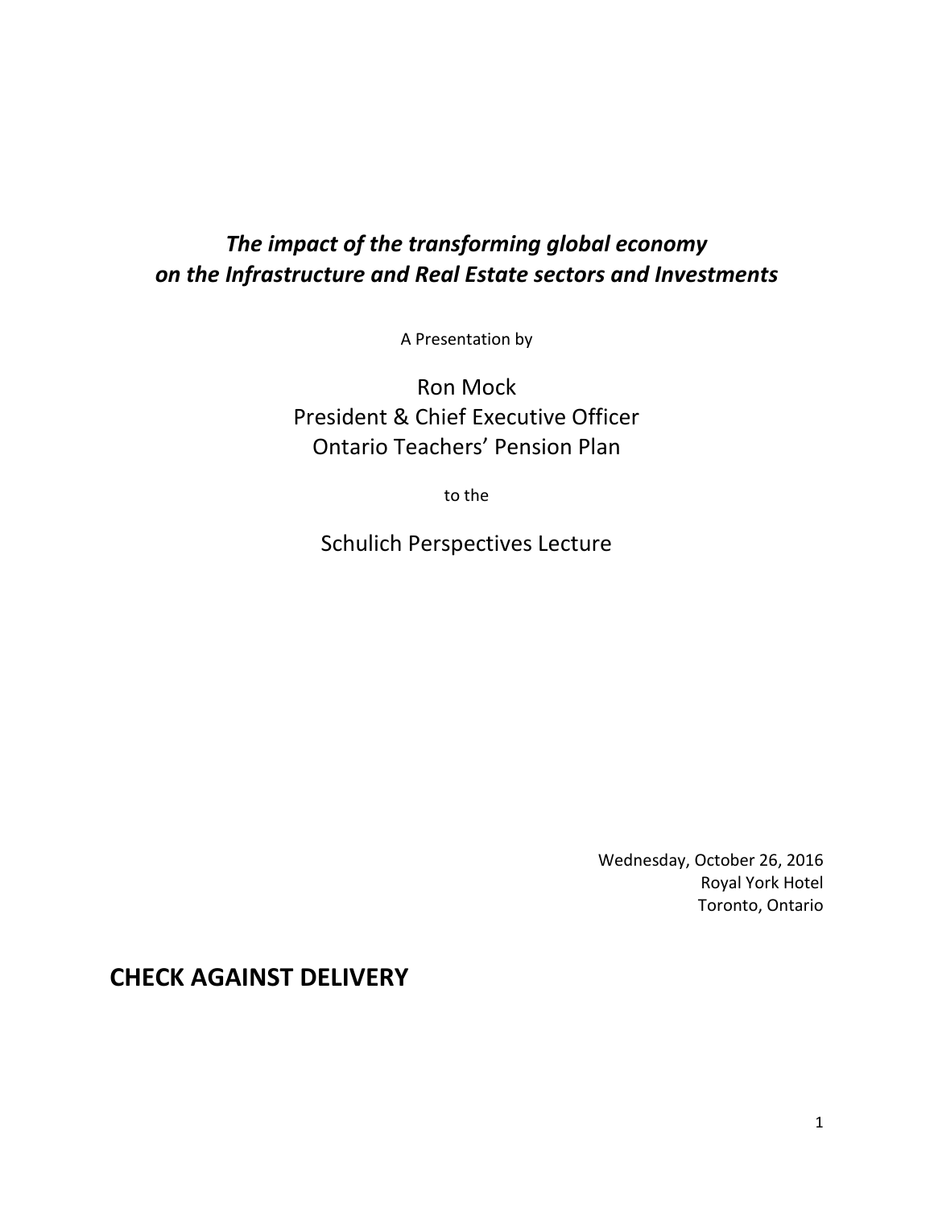# *The impact of the transforming global economy on the Infrastructure and Real Estate sectors and Investments*

A Presentation by

Ron Mock
President & Chief Executive Officer
Ontario Teachers' Pension Plan

to the

Schulich Perspectives Lecture

Wednesday, October 26, 2016
Royal York Hotel
Toronto, Ontario

## CHECK AGAINST DELIVERY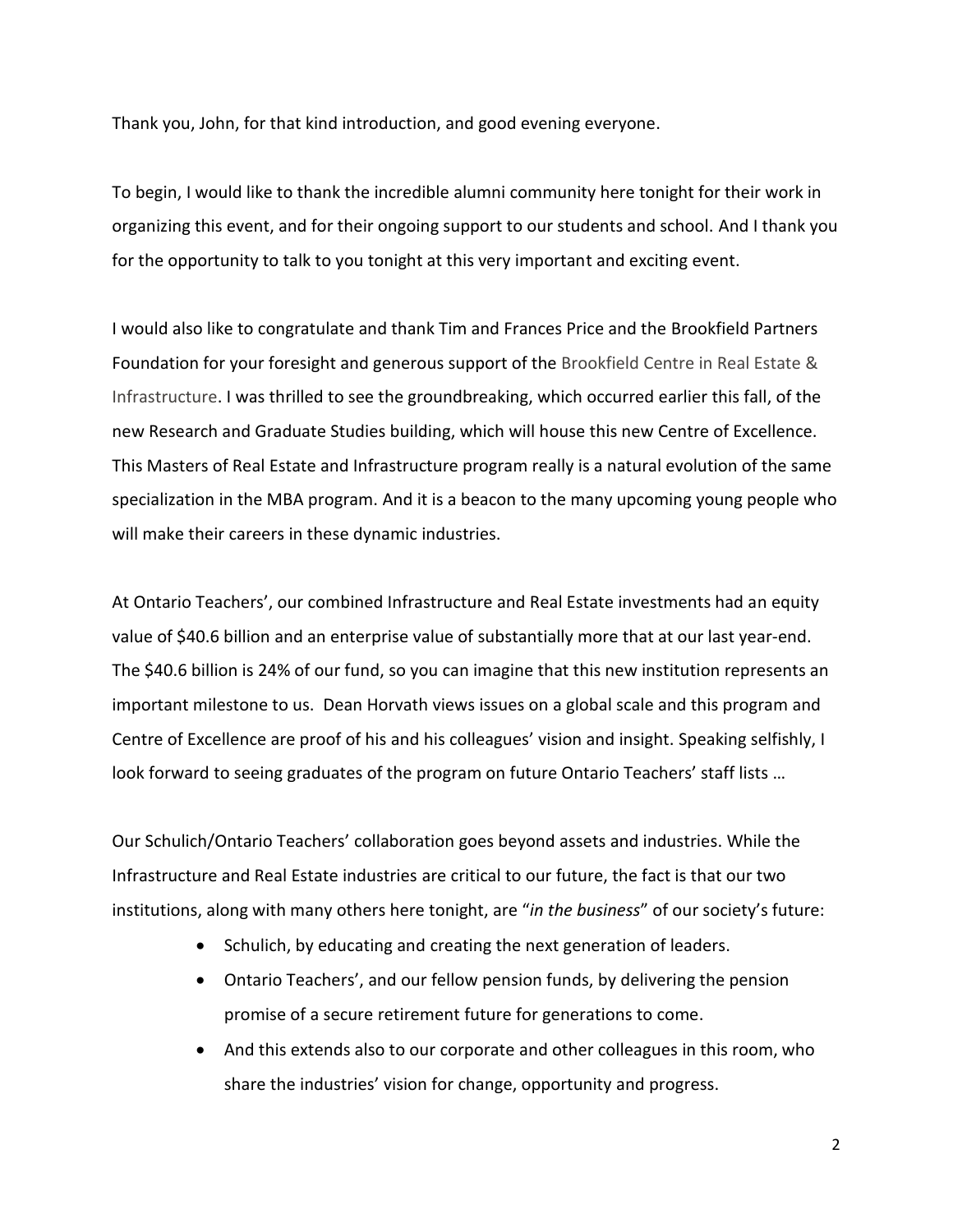Thank you, John, for that kind introduction, and good evening everyone.

To begin, I would like to thank the incredible alumni community here tonight for their work in organizing this event, and for their ongoing support to our students and school. And I thank you for the opportunity to talk to you tonight at this very important and exciting event.

I would also like to congratulate and thank Tim and Frances Price and the Brookfield Partners Foundation for your foresight and generous support of the Brookfield Centre in Real Estate & Infrastructure. I was thrilled to see the groundbreaking, which occurred earlier this fall, of the new Research and Graduate Studies building, which will house this new Centre of Excellence. This Masters of Real Estate and Infrastructure program really is a natural evolution of the same specialization in the MBA program. And it is a beacon to the many upcoming young people who will make their careers in these dynamic industries.

At Ontario Teachers', our combined Infrastructure and Real Estate investments had an equity value of $40.6 billion and an enterprise value of substantially more that at our last year-end. The $40.6 billion is 24% of our fund, so you can imagine that this new institution represents an important milestone to us. Dean Horvath views issues on a global scale and this program and Centre of Excellence are proof of his and his colleagues' vision and insight. Speaking selfishly, I look forward to seeing graduates of the program on future Ontario Teachers' staff lists …

Our Schulich/Ontario Teachers' collaboration goes beyond assets and industries. While the Infrastructure and Real Estate industries are critical to our future, the fact is that our two institutions, along with many others here tonight, are "*in the business*" of our society's future:

- Schulich, by educating and creating the next generation of leaders.
- Ontario Teachers', and our fellow pension funds, by delivering the pension promise of a secure retirement future for generations to come.
- And this extends also to our corporate and other colleagues in this room, who share the industries' vision for change, opportunity and progress.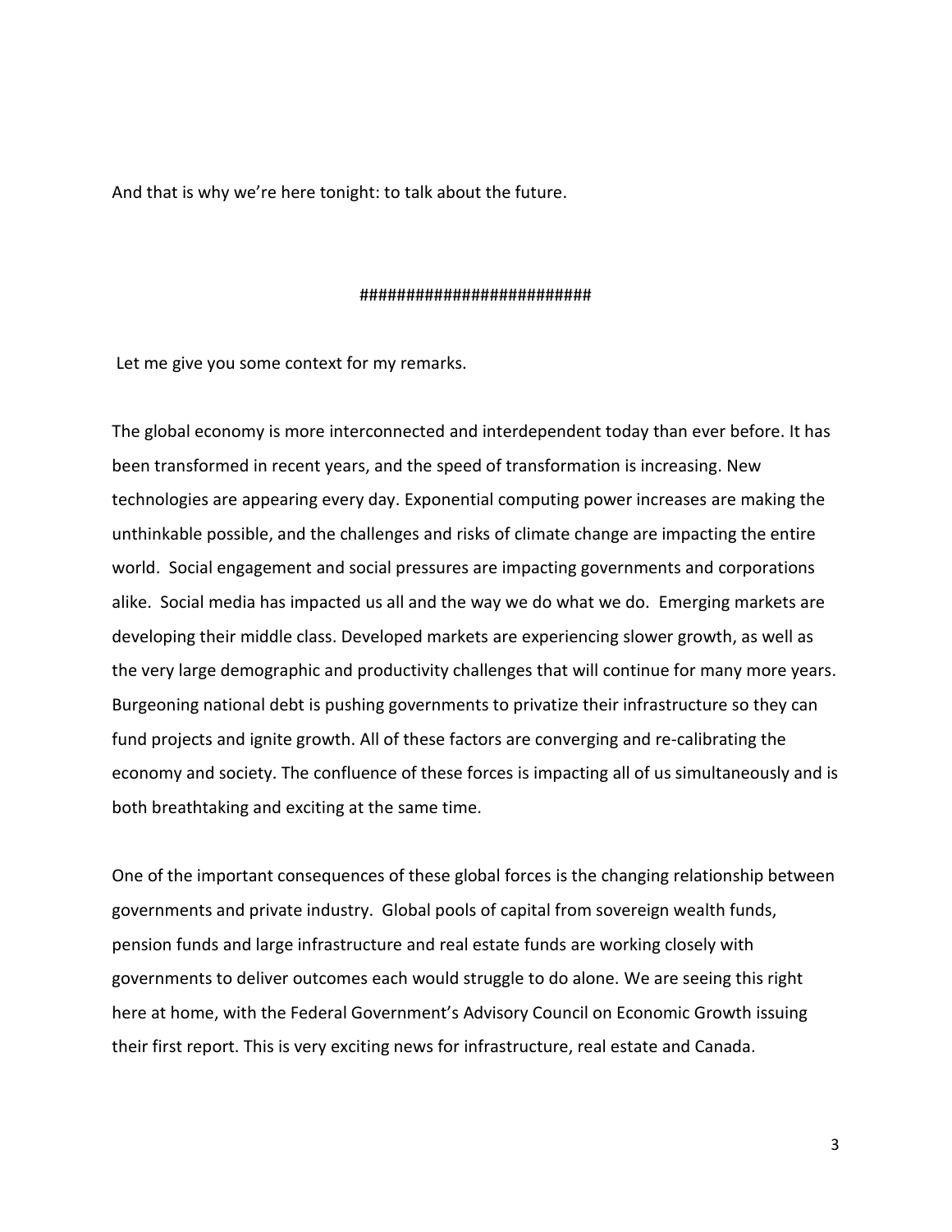And that is why we're here tonight: to talk about the future.

########################

Let me give you some context for my remarks.

The global economy is more interconnected and interdependent today than ever before. It has been transformed in recent years, and the speed of transformation is increasing. New technologies are appearing every day. Exponential computing power increases are making the unthinkable possible, and the challenges and risks of climate change are impacting the entire world. Social engagement and social pressures are impacting governments and corporations alike. Social media has impacted us all and the way we do what we do. Emerging markets are developing their middle class. Developed markets are experiencing slower growth, as well as the very large demographic and productivity challenges that will continue for many more years. Burgeoning national debt is pushing governments to privatize their infrastructure so they can fund projects and ignite growth. All of these factors are converging and re-calibrating the economy and society. The confluence of these forces is impacting all of us simultaneously and is both breathtaking and exciting at the same time.

One of the important consequences of these global forces is the changing relationship between governments and private industry. Global pools of capital from sovereign wealth funds, pension funds and large infrastructure and real estate funds are working closely with governments to deliver outcomes each would struggle to do alone. We are seeing this right here at home, with the Federal Government's Advisory Council on Economic Growth issuing their first report. This is very exciting news for infrastructure, real estate and Canada.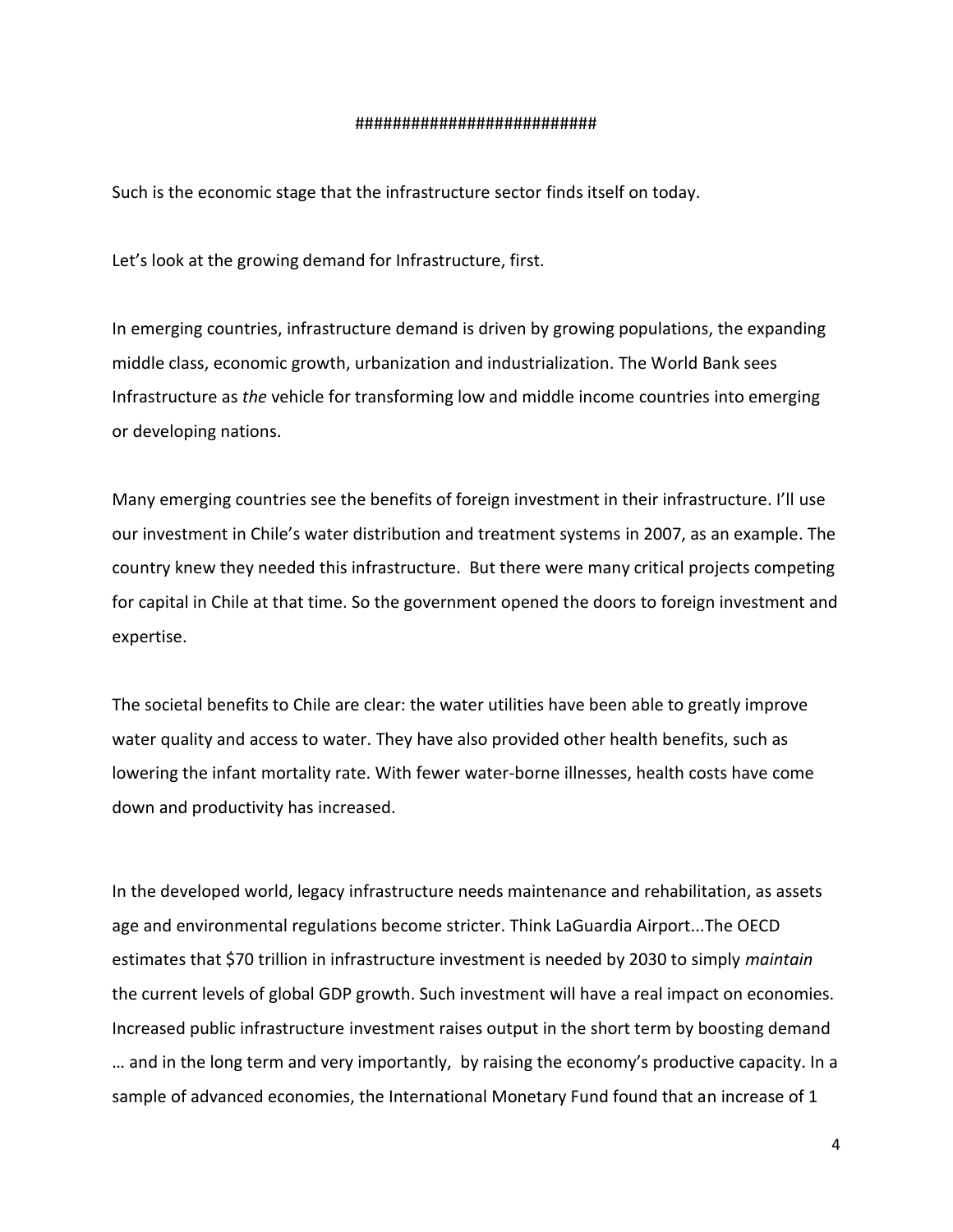##########################

Such is the economic stage that the infrastructure sector finds itself on today.

Let's look at the growing demand for Infrastructure, first.

In emerging countries, infrastructure demand is driven by growing populations, the expanding middle class, economic growth, urbanization and industrialization. The World Bank sees Infrastructure as *the* vehicle for transforming low and middle income countries into emerging or developing nations.

Many emerging countries see the benefits of foreign investment in their infrastructure. I'll use our investment in Chile's water distribution and treatment systems in 2007, as an example. The country knew they needed this infrastructure. But there were many critical projects competing for capital in Chile at that time. So the government opened the doors to foreign investment and expertise.

The societal benefits to Chile are clear: the water utilities have been able to greatly improve water quality and access to water. They have also provided other health benefits, such as lowering the infant mortality rate. With fewer water-borne illnesses, health costs have come down and productivity has increased.

In the developed world, legacy infrastructure needs maintenance and rehabilitation, as assets age and environmental regulations become stricter. Think LaGuardia Airport...The OECD estimates that $70 trillion in infrastructure investment is needed by 2030 to simply *maintain* the current levels of global GDP growth. Such investment will have a real impact on economies. Increased public infrastructure investment raises output in the short term by boosting demand … and in the long term and very importantly, by raising the economy's productive capacity. In a sample of advanced economies, the International Monetary Fund found that an increase of 1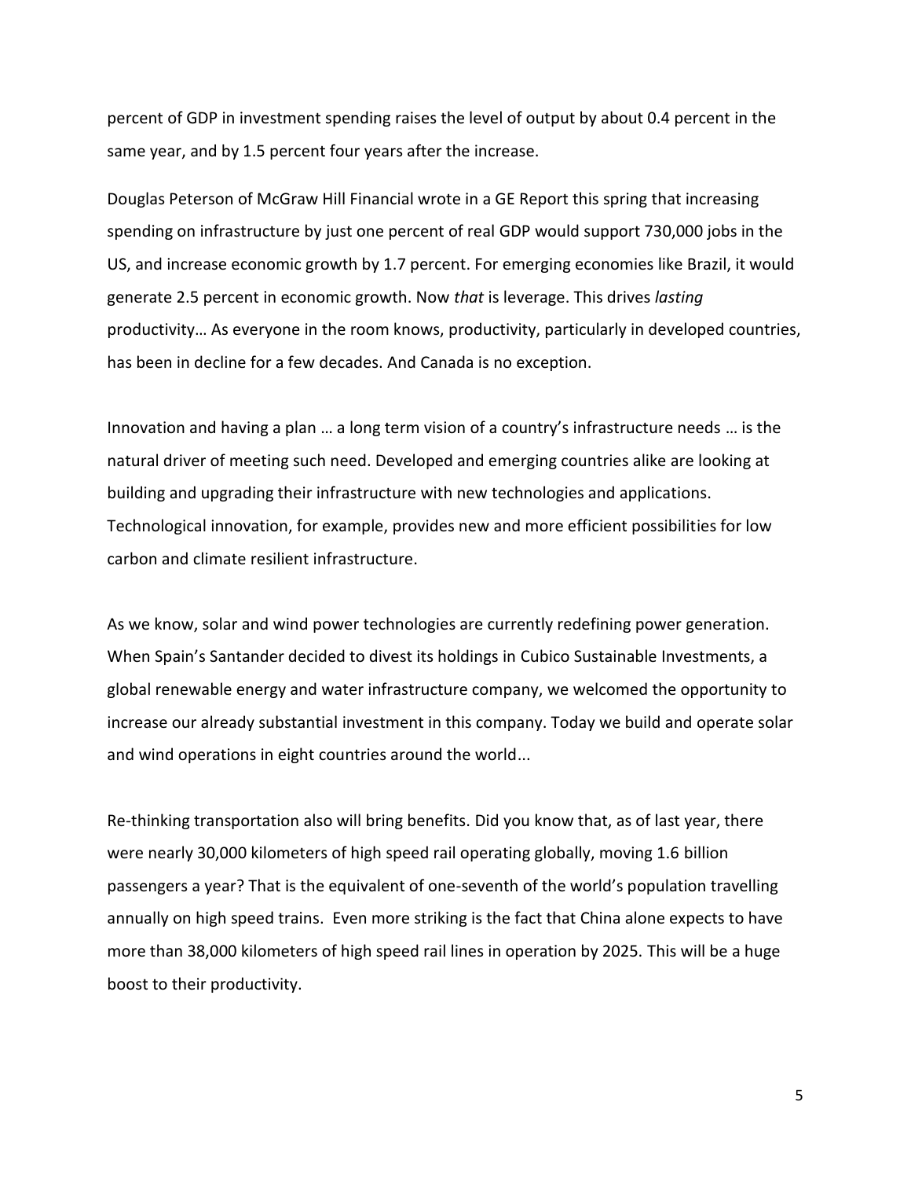percent of GDP in investment spending raises the level of output by about 0.4 percent in the same year, and by 1.5 percent four years after the increase.

Douglas Peterson of McGraw Hill Financial wrote in a GE Report this spring that increasing spending on infrastructure by just one percent of real GDP would support 730,000 jobs in the US, and increase economic growth by 1.7 percent. For emerging economies like Brazil, it would generate 2.5 percent in economic growth. Now *that* is leverage. This drives *lasting* productivity… As everyone in the room knows, productivity, particularly in developed countries, has been in decline for a few decades. And Canada is no exception.

Innovation and having a plan … a long term vision of a country's infrastructure needs … is the natural driver of meeting such need. Developed and emerging countries alike are looking at building and upgrading their infrastructure with new technologies and applications. Technological innovation, for example, provides new and more efficient possibilities for low carbon and climate resilient infrastructure.

As we know, solar and wind power technologies are currently redefining power generation. When Spain's Santander decided to divest its holdings in Cubico Sustainable Investments, a global renewable energy and water infrastructure company, we welcomed the opportunity to increase our already substantial investment in this company. Today we build and operate solar and wind operations in eight countries around the world...

Re-thinking transportation also will bring benefits. Did you know that, as of last year, there were nearly 30,000 kilometers of high speed rail operating globally, moving 1.6 billion passengers a year? That is the equivalent of one-seventh of the world's population travelling annually on high speed trains. Even more striking is the fact that China alone expects to have more than 38,000 kilometers of high speed rail lines in operation by 2025. This will be a huge boost to their productivity.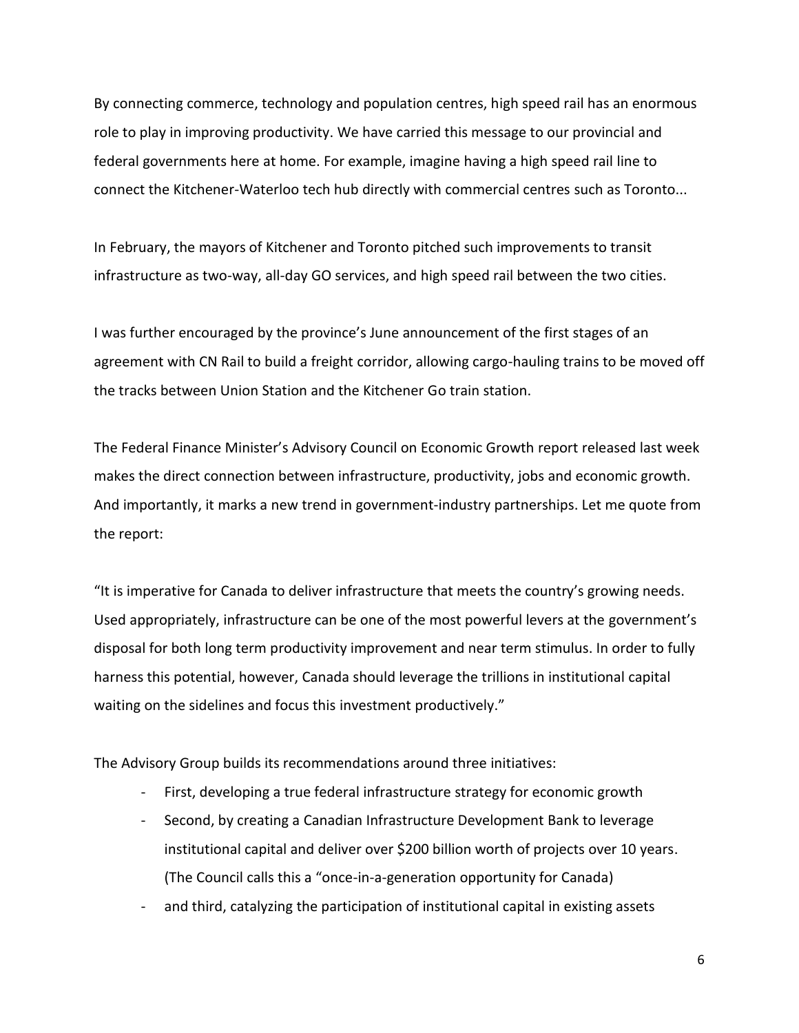By connecting commerce, technology and population centres, high speed rail has an enormous role to play in improving productivity. We have carried this message to our provincial and federal governments here at home. For example, imagine having a high speed rail line to connect the Kitchener-Waterloo tech hub directly with commercial centres such as Toronto...

In February, the mayors of Kitchener and Toronto pitched such improvements to transit infrastructure as two-way, all-day GO services, and high speed rail between the two cities.

I was further encouraged by the province's June announcement of the first stages of an agreement with CN Rail to build a freight corridor, allowing cargo-hauling trains to be moved off the tracks between Union Station and the Kitchener Go train station.

The Federal Finance Minister's Advisory Council on Economic Growth report released last week makes the direct connection between infrastructure, productivity, jobs and economic growth. And importantly, it marks a new trend in government-industry partnerships. Let me quote from the report:

"It is imperative for Canada to deliver infrastructure that meets the country's growing needs. Used appropriately, infrastructure can be one of the most powerful levers at the government's disposal for both long term productivity improvement and near term stimulus. In order to fully harness this potential, however, Canada should leverage the trillions in institutional capital waiting on the sidelines and focus this investment productively."

The Advisory Group builds its recommendations around three initiatives:

- First, developing a true federal infrastructure strategy for economic growth
- Second, by creating a Canadian Infrastructure Development Bank to leverage institutional capital and deliver over $200 billion worth of projects over 10 years. (The Council calls this a "once-in-a-generation opportunity for Canada)
- and third, catalyzing the participation of institutional capital in existing assets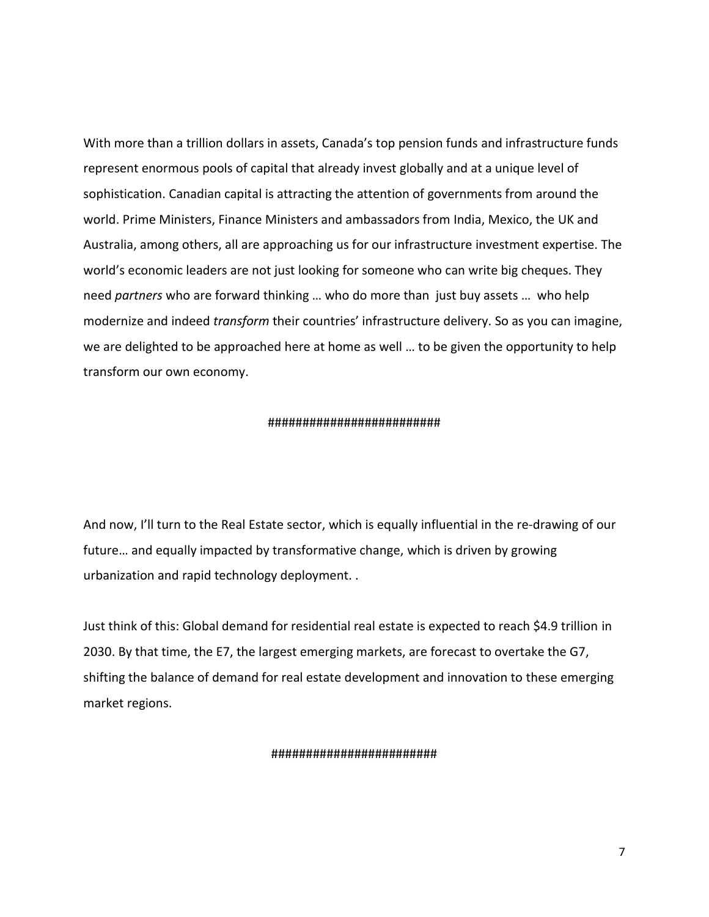With more than a trillion dollars in assets, Canada's top pension funds and infrastructure funds represent enormous pools of capital that already invest globally and at a unique level of sophistication. Canadian capital is attracting the attention of governments from around the world. Prime Ministers, Finance Ministers and ambassadors from India, Mexico, the UK and Australia, among others, all are approaching us for our infrastructure investment expertise. The world's economic leaders are not just looking for someone who can write big cheques. They need *partners* who are forward thinking … who do more than just buy assets … who help modernize and indeed *transform* their countries' infrastructure delivery. So as you can imagine, we are delighted to be approached here at home as well … to be given the opportunity to help transform our own economy.

########################

And now, I'll turn to the Real Estate sector, which is equally influential in the re-drawing of our future… and equally impacted by transformative change, which is driven by growing urbanization and rapid technology deployment. .

Just think of this: Global demand for residential real estate is expected to reach $4.9 trillion in 2030. By that time, the E7, the largest emerging markets, are forecast to overtake the G7, shifting the balance of demand for real estate development and innovation to these emerging market regions.

#######################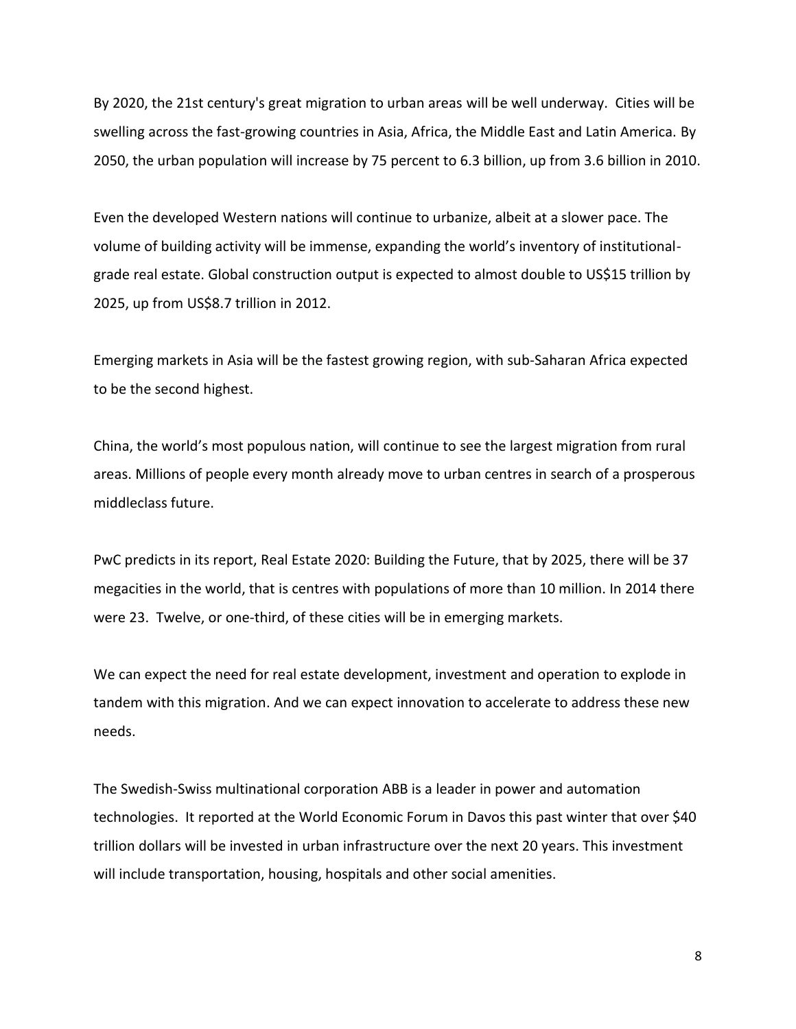By 2020, the 21st century's great migration to urban areas will be well underway. Cities will be swelling across the fast-growing countries in Asia, Africa, the Middle East and Latin America. By 2050, the urban population will increase by 75 percent to 6.3 billion, up from 3.6 billion in 2010.

Even the developed Western nations will continue to urbanize, albeit at a slower pace. The volume of building activity will be immense, expanding the world's inventory of institutional-grade real estate. Global construction output is expected to almost double to US$15 trillion by 2025, up from US$8.7 trillion in 2012.

Emerging markets in Asia will be the fastest growing region, with sub-Saharan Africa expected to be the second highest.

China, the world's most populous nation, will continue to see the largest migration from rural areas. Millions of people every month already move to urban centres in search of a prosperous middleclass future.

PwC predicts in its report, Real Estate 2020: Building the Future, that by 2025, there will be 37 megacities in the world, that is centres with populations of more than 10 million. In 2014 there were 23. Twelve, or one-third, of these cities will be in emerging markets.

We can expect the need for real estate development, investment and operation to explode in tandem with this migration. And we can expect innovation to accelerate to address these new needs.

The Swedish-Swiss multinational corporation ABB is a leader in power and automation technologies. It reported at the World Economic Forum in Davos this past winter that over $40 trillion dollars will be invested in urban infrastructure over the next 20 years. This investment will include transportation, housing, hospitals and other social amenities.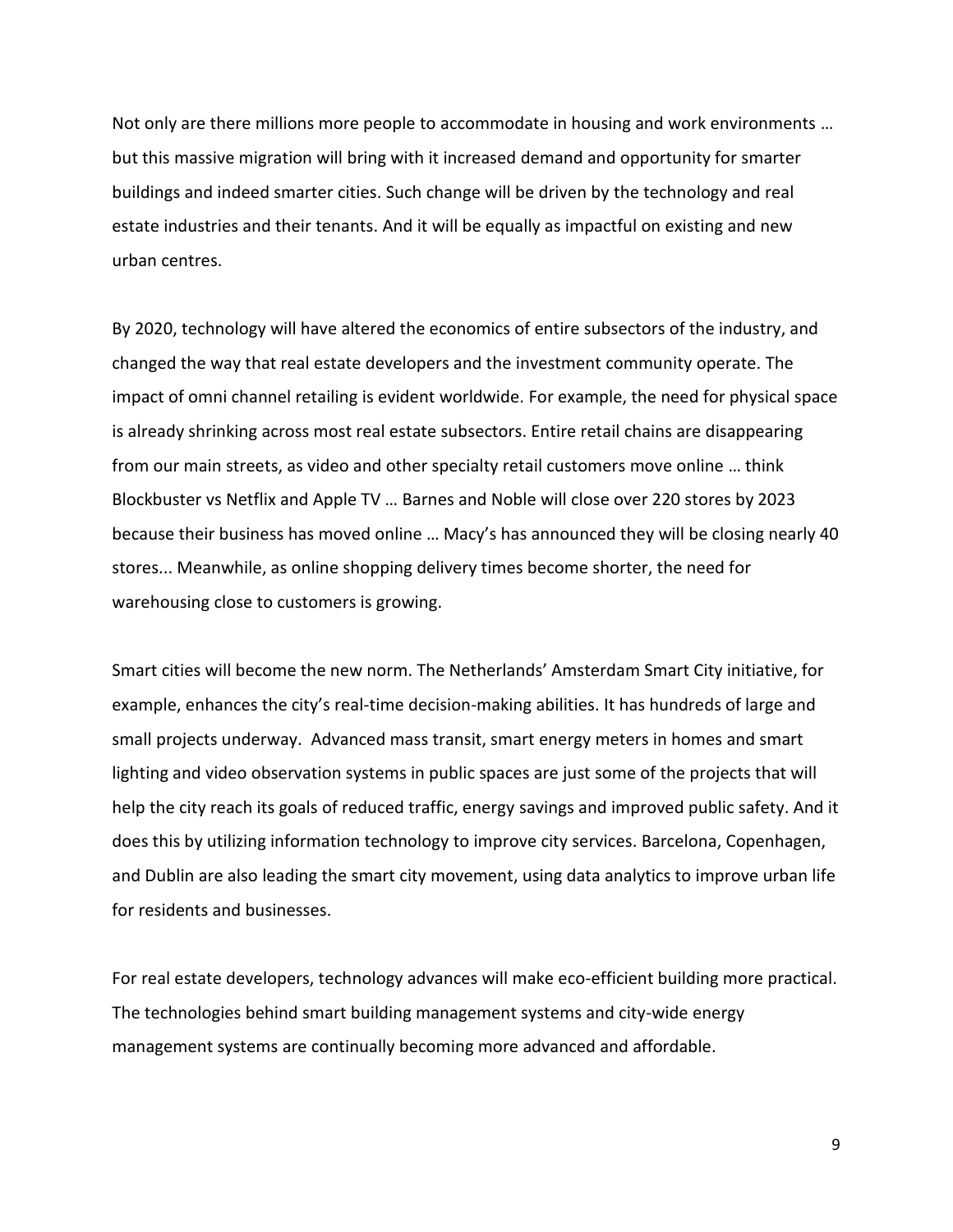Not only are there millions more people to accommodate in housing and work environments … but this massive migration will bring with it increased demand and opportunity for smarter buildings and indeed smarter cities. Such change will be driven by the technology and real estate industries and their tenants. And it will be equally as impactful on existing and new urban centres.

By 2020, technology will have altered the economics of entire subsectors of the industry, and changed the way that real estate developers and the investment community operate. The impact of omni channel retailing is evident worldwide. For example, the need for physical space is already shrinking across most real estate subsectors. Entire retail chains are disappearing from our main streets, as video and other specialty retail customers move online … think Blockbuster vs Netflix and Apple TV … Barnes and Noble will close over 220 stores by 2023 because their business has moved online … Macy's has announced they will be closing nearly 40 stores... Meanwhile, as online shopping delivery times become shorter, the need for warehousing close to customers is growing.

Smart cities will become the new norm. The Netherlands' Amsterdam Smart City initiative, for example, enhances the city's real-time decision-making abilities. It has hundreds of large and small projects underway.  Advanced mass transit, smart energy meters in homes and smart lighting and video observation systems in public spaces are just some of the projects that will help the city reach its goals of reduced traffic, energy savings and improved public safety. And it does this by utilizing information technology to improve city services. Barcelona, Copenhagen, and Dublin are also leading the smart city movement, using data analytics to improve urban life for residents and businesses.

For real estate developers, technology advances will make eco-efficient building more practical. The technologies behind smart building management systems and city-wide energy management systems are continually becoming more advanced and affordable.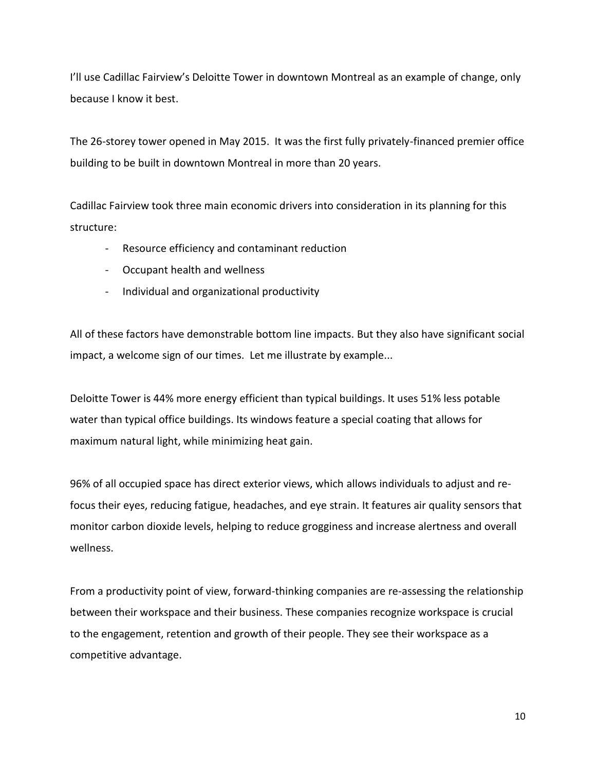I'll use Cadillac Fairview's Deloitte Tower in downtown Montreal as an example of change, only because I know it best.

The 26-storey tower opened in May 2015. It was the first fully privately-financed premier office building to be built in downtown Montreal in more than 20 years.

Cadillac Fairview took three main economic drivers into consideration in its planning for this structure:

- Resource efficiency and contaminant reduction
- Occupant health and wellness
- Individual and organizational productivity

All of these factors have demonstrable bottom line impacts. But they also have significant social impact, a welcome sign of our times. Let me illustrate by example...

Deloitte Tower is 44% more energy efficient than typical buildings. It uses 51% less potable water than typical office buildings. Its windows feature a special coating that allows for maximum natural light, while minimizing heat gain.

96% of all occupied space has direct exterior views, which allows individuals to adjust and re-focus their eyes, reducing fatigue, headaches, and eye strain. It features air quality sensors that monitor carbon dioxide levels, helping to reduce grogginess and increase alertness and overall wellness.

From a productivity point of view, forward-thinking companies are re-assessing the relationship between their workspace and their business. These companies recognize workspace is crucial to the engagement, retention and growth of their people. They see their workspace as a competitive advantage.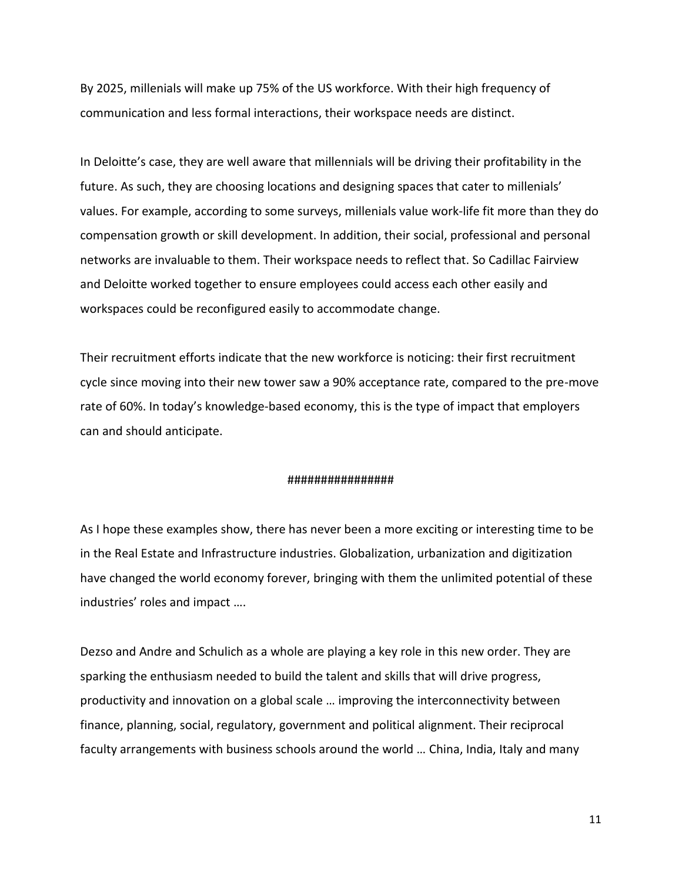By 2025, millenials will make up 75% of the US workforce. With their high frequency of communication and less formal interactions, their workspace needs are distinct.

In Deloitte's case, they are well aware that millennials will be driving their profitability in the future. As such, they are choosing locations and designing spaces that cater to millenials' values. For example, according to some surveys, millenials value work-life fit more than they do compensation growth or skill development. In addition, their social, professional and personal networks are invaluable to them. Their workspace needs to reflect that. So Cadillac Fairview and Deloitte worked together to ensure employees could access each other easily and workspaces could be reconfigured easily to accommodate change.

Their recruitment efforts indicate that the new workforce is noticing: their first recruitment cycle since moving into their new tower saw a 90% acceptance rate, compared to the pre-move rate of 60%. In today's knowledge-based economy, this is the type of impact that employers can and should anticipate.

################

As I hope these examples show, there has never been a more exciting or interesting time to be in the Real Estate and Infrastructure industries. Globalization, urbanization and digitization have changed the world economy forever, bringing with them the unlimited potential of these industries' roles and impact ….

Dezso and Andre and Schulich as a whole are playing a key role in this new order. They are sparking the enthusiasm needed to build the talent and skills that will drive progress, productivity and innovation on a global scale … improving the interconnectivity between finance, planning, social, regulatory, government and political alignment. Their reciprocal faculty arrangements with business schools around the world … China, India, Italy and many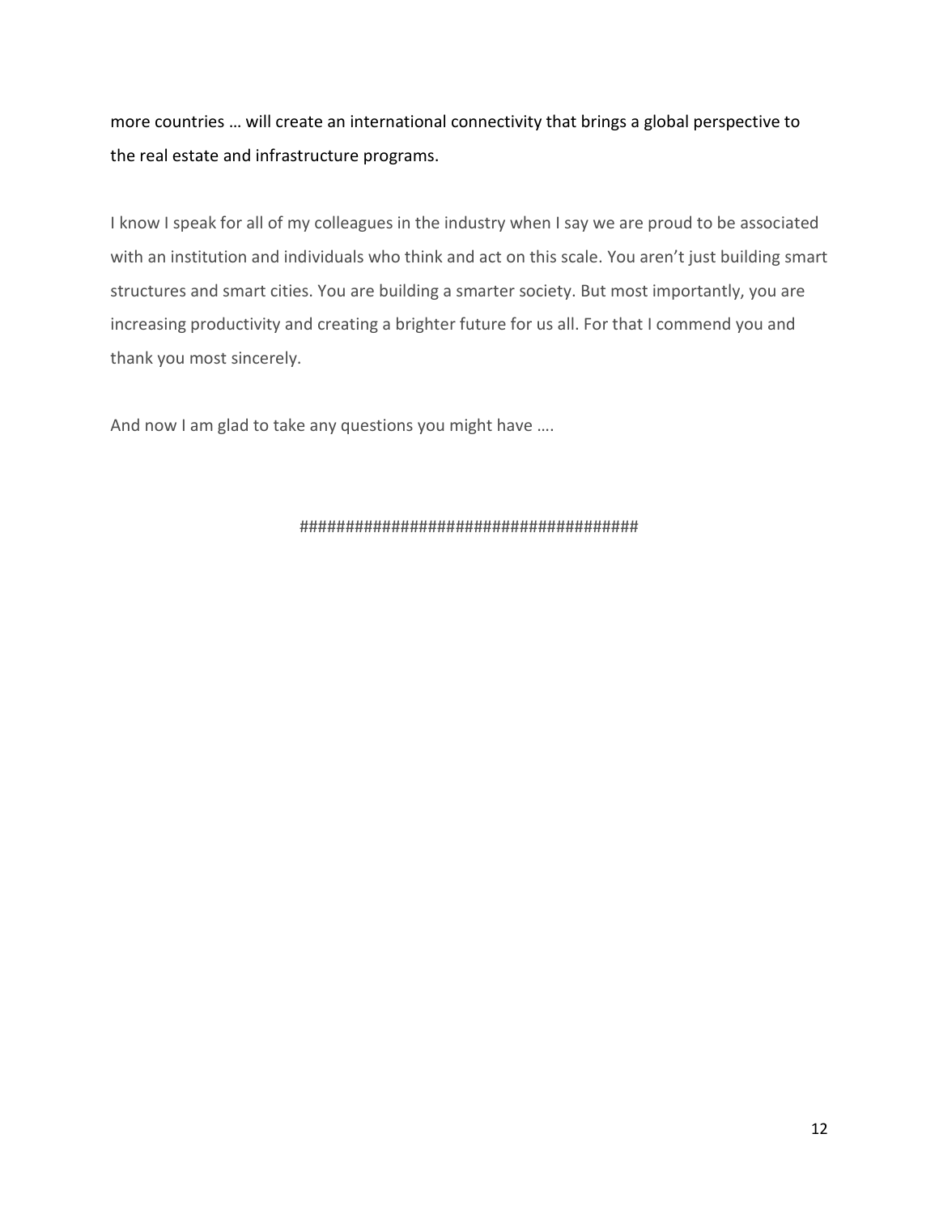more countries … will create an international connectivity that brings a global perspective to the real estate and infrastructure programs.

I know I speak for all of my colleagues in the industry when I say we are proud to be associated with an institution and individuals who think and act on this scale. You aren't just building smart structures and smart cities. You are building a smarter society. But most importantly, you are increasing productivity and creating a brighter future for us all. For that I commend you and thank you most sincerely.

And now I am glad to take any questions you might have ….

####################################